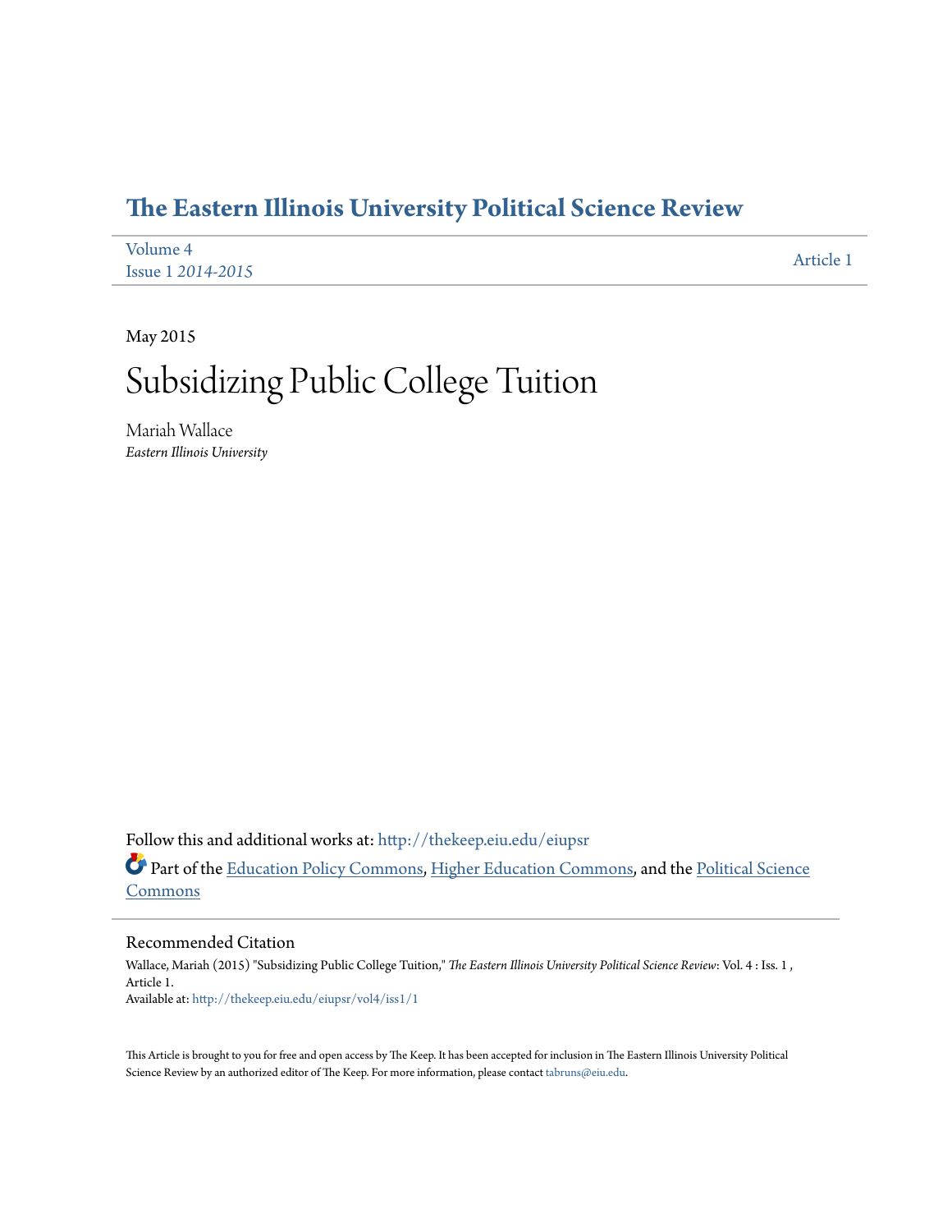# The Eastern Illinois University Political Science Review

Volume 4
Issue 1 *2014-2015*

Article 1

May 2015

# Subsidizing Public College Tuition

Mariah Wallace
*Eastern Illinois University*

Follow this and additional works at: http://thekeep.eiu.edu/eiupsr

Part of the Education Policy Commons, Higher Education Commons, and the Political Science Commons

## Recommended Citation

Wallace, Mariah (2015) "Subsidizing Public College Tuition," *The Eastern Illinois University Political Science Review*: Vol. 4 : Iss. 1 , Article 1.
Available at: http://thekeep.eiu.edu/eiupsr/vol4/iss1/1

This Article is brought to you for free and open access by The Keep. It has been accepted for inclusion in The Eastern Illinois University Political Science Review by an authorized editor of The Keep. For more information, please contact tabruns@eiu.edu.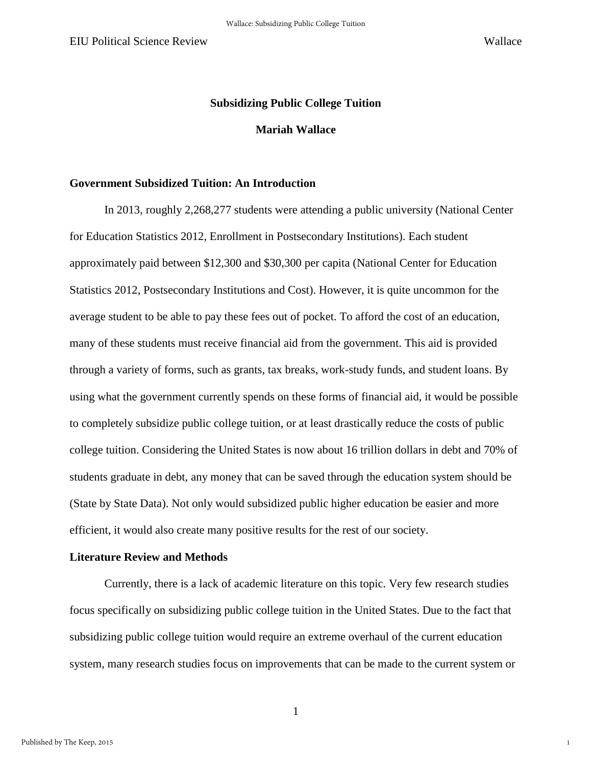## Subsidizing Public College Tuition

**Mariah Wallace**

### Government Subsidized Tuition: An Introduction

In 2013, roughly 2,268,277 students were attending a public university (National Center for Education Statistics 2012, Enrollment in Postsecondary Institutions). Each student approximately paid between $12,300 and $30,300 per capita (National Center for Education Statistics 2012, Postsecondary Institutions and Cost). However, it is quite uncommon for the average student to be able to pay these fees out of pocket. To afford the cost of an education, many of these students must receive financial aid from the government. This aid is provided through a variety of forms, such as grants, tax breaks, work-study funds, and student loans. By using what the government currently spends on these forms of financial aid, it would be possible to completely subsidize public college tuition, or at least drastically reduce the costs of public college tuition. Considering the United States is now about 16 trillion dollars in debt and 70% of students graduate in debt, any money that can be saved through the education system should be (State by State Data). Not only would subsidized public higher education be easier and more efficient, it would also create many positive results for the rest of our society.

### Literature Review and Methods

Currently, there is a lack of academic literature on this topic. Very few research studies focus specifically on subsidizing public college tuition in the United States. Due to the fact that subsidizing public college tuition would require an extreme overhaul of the current education system, many research studies focus on improvements that can be made to the current system or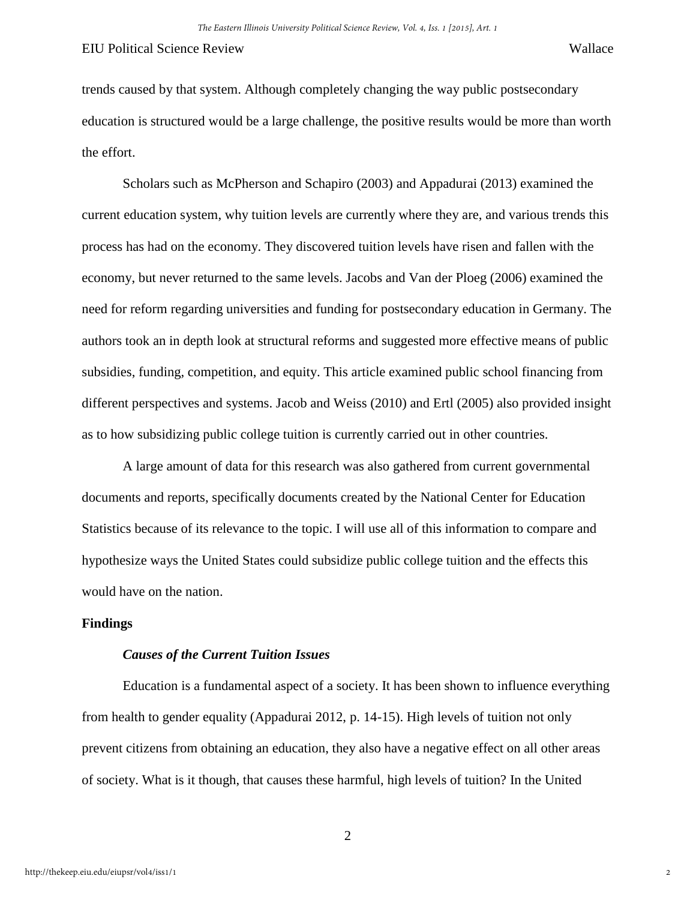trends caused by that system. Although completely changing the way public postsecondary education is structured would be a large challenge, the positive results would be more than worth the effort.

Scholars such as McPherson and Schapiro (2003) and Appadurai (2013) examined the current education system, why tuition levels are currently where they are, and various trends this process has had on the economy. They discovered tuition levels have risen and fallen with the economy, but never returned to the same levels. Jacobs and Van der Ploeg (2006) examined the need for reform regarding universities and funding for postsecondary education in Germany. The authors took an in depth look at structural reforms and suggested more effective means of public subsidies, funding, competition, and equity. This article examined public school financing from different perspectives and systems. Jacob and Weiss (2010) and Ertl (2005) also provided insight as to how subsidizing public college tuition is currently carried out in other countries.

A large amount of data for this research was also gathered from current governmental documents and reports, specifically documents created by the National Center for Education Statistics because of its relevance to the topic. I will use all of this information to compare and hypothesize ways the United States could subsidize public college tuition and the effects this would have on the nation.

## Findings

### *Causes of the Current Tuition Issues*

Education is a fundamental aspect of a society. It has been shown to influence everything from health to gender equality (Appadurai 2012, p. 14-15). High levels of tuition not only prevent citizens from obtaining an education, they also have a negative effect on all other areas of society. What is it though, that causes these harmful, high levels of tuition? In the United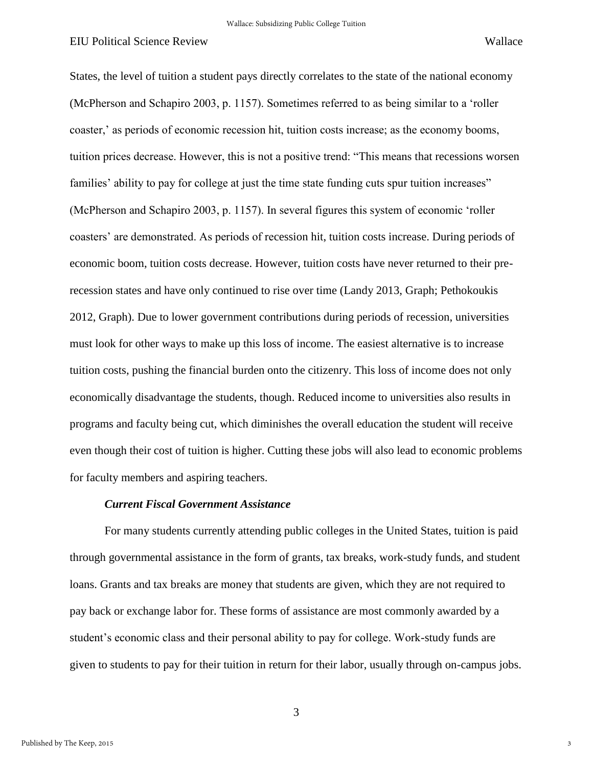States, the level of tuition a student pays directly correlates to the state of the national economy (McPherson and Schapiro 2003, p. 1157). Sometimes referred to as being similar to a 'roller coaster,' as periods of economic recession hit, tuition costs increase; as the economy booms, tuition prices decrease. However, this is not a positive trend: "This means that recessions worsen families' ability to pay for college at just the time state funding cuts spur tuition increases" (McPherson and Schapiro 2003, p. 1157). In several figures this system of economic 'roller coasters' are demonstrated. As periods of recession hit, tuition costs increase. During periods of economic boom, tuition costs decrease. However, tuition costs have never returned to their pre-recession states and have only continued to rise over time (Landy 2013, Graph; Pethokoukis 2012, Graph). Due to lower government contributions during periods of recession, universities must look for other ways to make up this loss of income. The easiest alternative is to increase tuition costs, pushing the financial burden onto the citizenry. This loss of income does not only economically disadvantage the students, though. Reduced income to universities also results in programs and faculty being cut, which diminishes the overall education the student will receive even though their cost of tuition is higher. Cutting these jobs will also lead to economic problems for faculty members and aspiring teachers.

### *Current Fiscal Government Assistance*

For many students currently attending public colleges in the United States, tuition is paid through governmental assistance in the form of grants, tax breaks, work-study funds, and student loans. Grants and tax breaks are money that students are given, which they are not required to pay back or exchange labor for. These forms of assistance are most commonly awarded by a student's economic class and their personal ability to pay for college. Work-study funds are given to students to pay for their tuition in return for their labor, usually through on-campus jobs.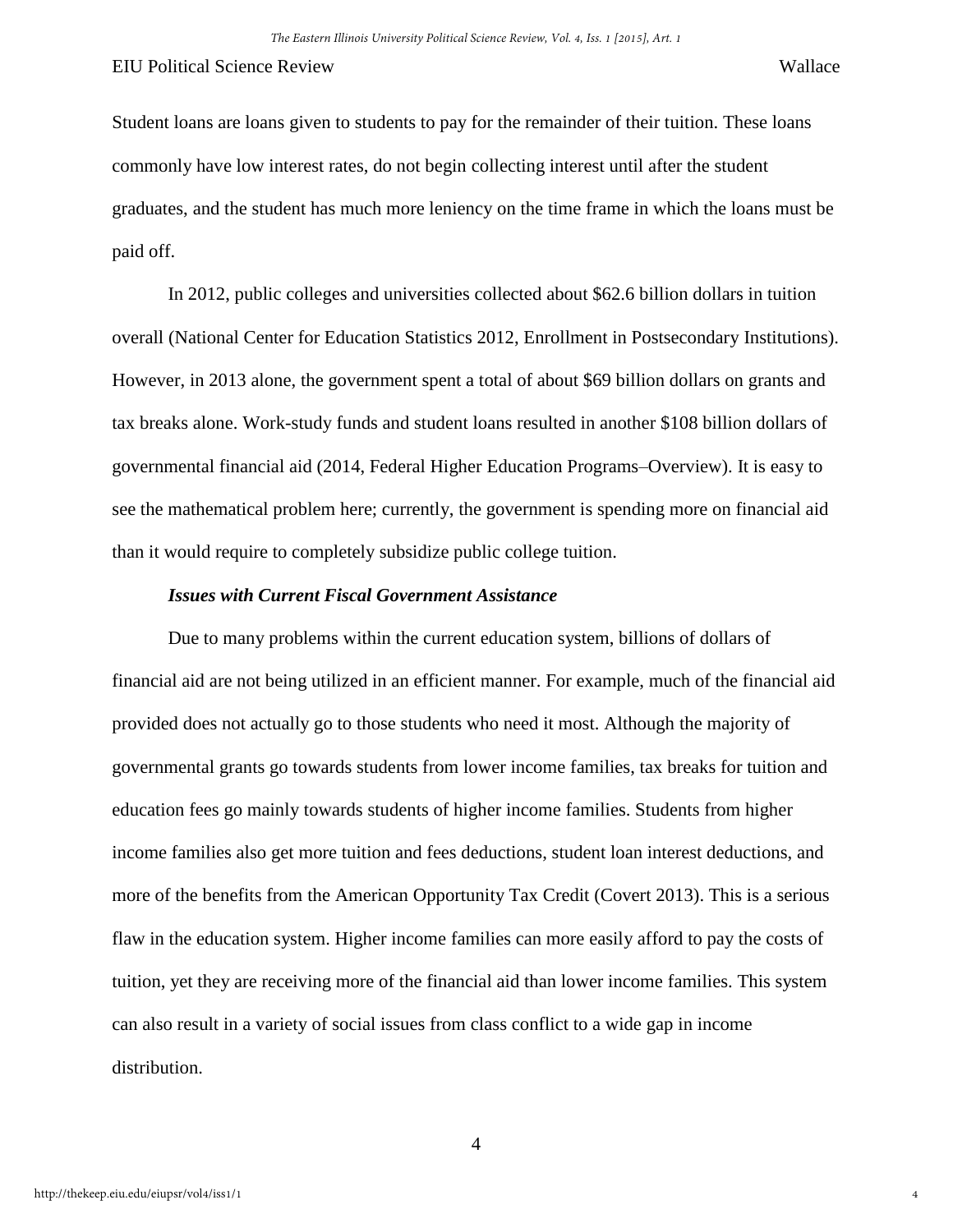Student loans are loans given to students to pay for the remainder of their tuition. These loans commonly have low interest rates, do not begin collecting interest until after the student graduates, and the student has much more leniency on the time frame in which the loans must be paid off.

In 2012, public colleges and universities collected about $62.6 billion dollars in tuition overall (National Center for Education Statistics 2012, Enrollment in Postsecondary Institutions). However, in 2013 alone, the government spent a total of about $69 billion dollars on grants and tax breaks alone. Work-study funds and student loans resulted in another $108 billion dollars of governmental financial aid (2014, Federal Higher Education Programs–Overview). It is easy to see the mathematical problem here; currently, the government is spending more on financial aid than it would require to completely subsidize public college tuition.

***Issues with Current Fiscal Government Assistance***

Due to many problems within the current education system, billions of dollars of financial aid are not being utilized in an efficient manner. For example, much of the financial aid provided does not actually go to those students who need it most. Although the majority of governmental grants go towards students from lower income families, tax breaks for tuition and education fees go mainly towards students of higher income families. Students from higher income families also get more tuition and fees deductions, student loan interest deductions, and more of the benefits from the American Opportunity Tax Credit (Covert 2013). This is a serious flaw in the education system. Higher income families can more easily afford to pay the costs of tuition, yet they are receiving more of the financial aid than lower income families. This system can also result in a variety of social issues from class conflict to a wide gap in income distribution.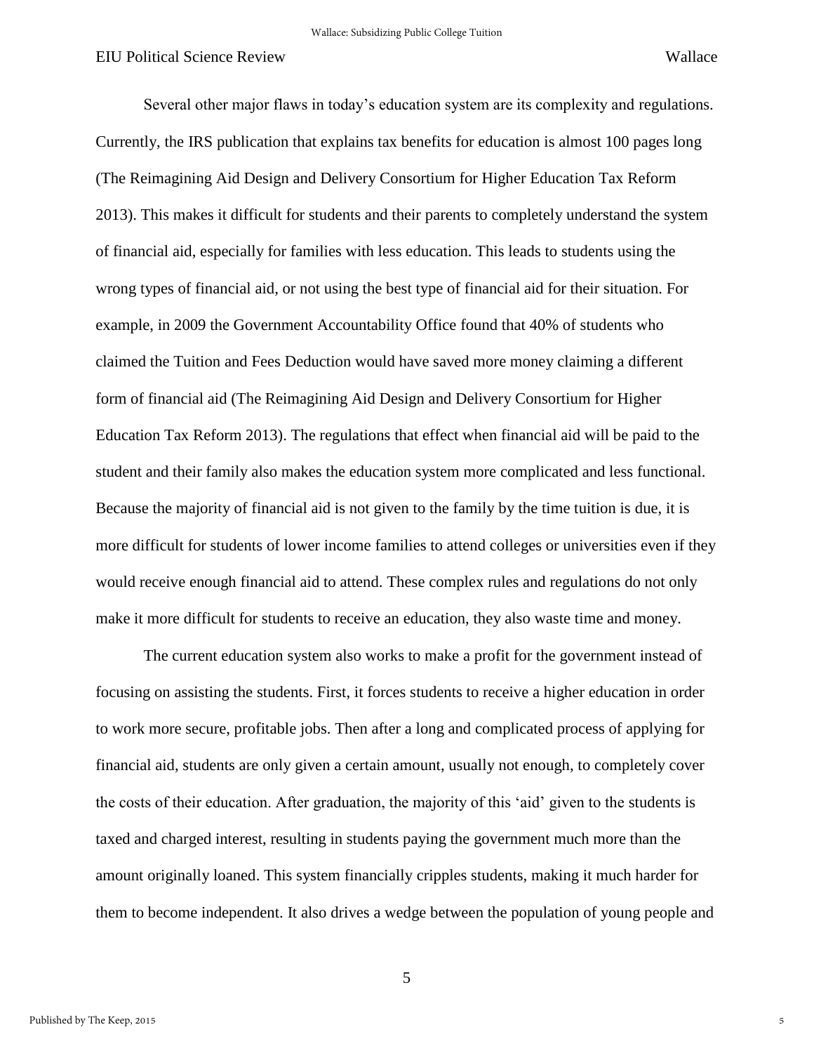Several other major flaws in today's education system are its complexity and regulations. Currently, the IRS publication that explains tax benefits for education is almost 100 pages long (The Reimagining Aid Design and Delivery Consortium for Higher Education Tax Reform 2013). This makes it difficult for students and their parents to completely understand the system of financial aid, especially for families with less education. This leads to students using the wrong types of financial aid, or not using the best type of financial aid for their situation. For example, in 2009 the Government Accountability Office found that 40% of students who claimed the Tuition and Fees Deduction would have saved more money claiming a different form of financial aid (The Reimagining Aid Design and Delivery Consortium for Higher Education Tax Reform 2013). The regulations that effect when financial aid will be paid to the student and their family also makes the education system more complicated and less functional. Because the majority of financial aid is not given to the family by the time tuition is due, it is more difficult for students of lower income families to attend colleges or universities even if they would receive enough financial aid to attend. These complex rules and regulations do not only make it more difficult for students to receive an education, they also waste time and money.

The current education system also works to make a profit for the government instead of focusing on assisting the students. First, it forces students to receive a higher education in order to work more secure, profitable jobs. Then after a long and complicated process of applying for financial aid, students are only given a certain amount, usually not enough, to completely cover the costs of their education. After graduation, the majority of this 'aid' given to the students is taxed and charged interest, resulting in students paying the government much more than the amount originally loaned. This system financially cripples students, making it much harder for them to become independent. It also drives a wedge between the population of young people and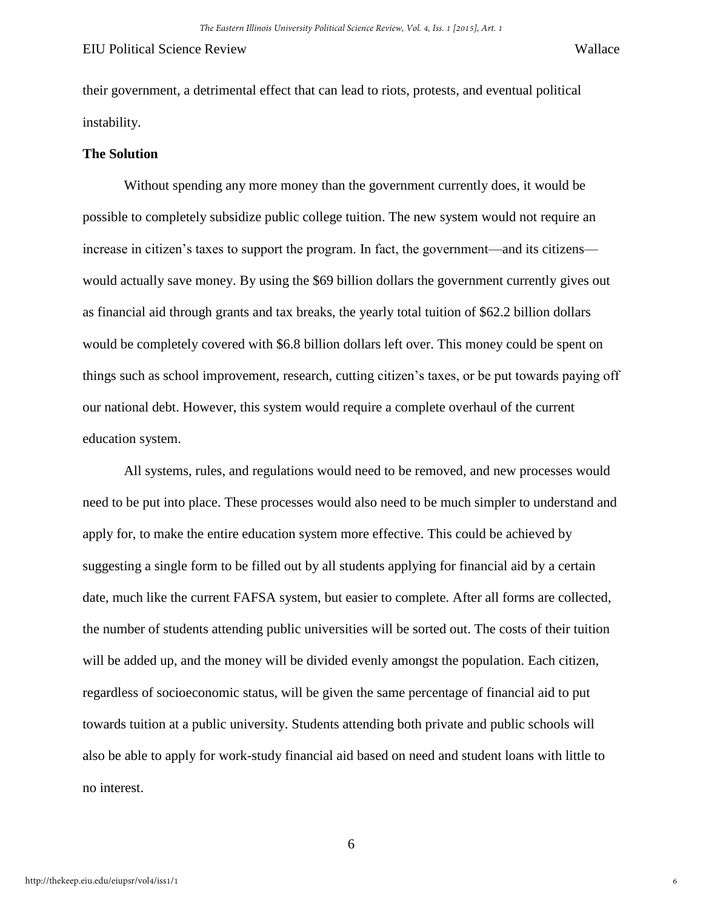their government, a detrimental effect that can lead to riots, protests, and eventual political instability.

**The Solution**

Without spending any more money than the government currently does, it would be possible to completely subsidize public college tuition. The new system would not require an increase in citizen's taxes to support the program. In fact, the government—and its citizens—would actually save money. By using the $69 billion dollars the government currently gives out as financial aid through grants and tax breaks, the yearly total tuition of $62.2 billion dollars would be completely covered with $6.8 billion dollars left over. This money could be spent on things such as school improvement, research, cutting citizen's taxes, or be put towards paying off our national debt. However, this system would require a complete overhaul of the current education system.

All systems, rules, and regulations would need to be removed, and new processes would need to be put into place. These processes would also need to be much simpler to understand and apply for, to make the entire education system more effective. This could be achieved by suggesting a single form to be filled out by all students applying for financial aid by a certain date, much like the current FAFSA system, but easier to complete. After all forms are collected, the number of students attending public universities will be sorted out. The costs of their tuition will be added up, and the money will be divided evenly amongst the population. Each citizen, regardless of socioeconomic status, will be given the same percentage of financial aid to put towards tuition at a public university. Students attending both private and public schools will also be able to apply for work-study financial aid based on need and student loans with little to no interest.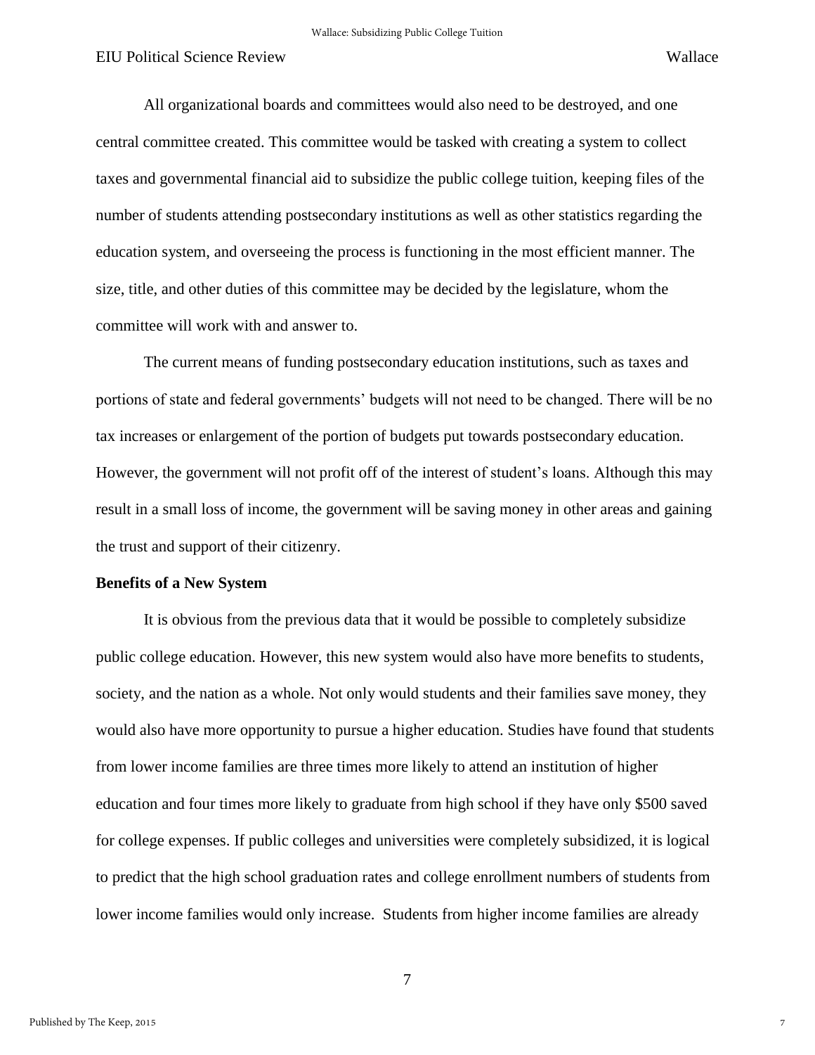All organizational boards and committees would also need to be destroyed, and one central committee created. This committee would be tasked with creating a system to collect taxes and governmental financial aid to subsidize the public college tuition, keeping files of the number of students attending postsecondary institutions as well as other statistics regarding the education system, and overseeing the process is functioning in the most efficient manner. The size, title, and other duties of this committee may be decided by the legislature, whom the committee will work with and answer to.

The current means of funding postsecondary education institutions, such as taxes and portions of state and federal governments' budgets will not need to be changed. There will be no tax increases or enlargement of the portion of budgets put towards postsecondary education. However, the government will not profit off of the interest of student's loans. Although this may result in a small loss of income, the government will be saving money in other areas and gaining the trust and support of their citizenry.

**Benefits of a New System**

It is obvious from the previous data that it would be possible to completely subsidize public college education. However, this new system would also have more benefits to students, society, and the nation as a whole. Not only would students and their families save money, they would also have more opportunity to pursue a higher education. Studies have found that students from lower income families are three times more likely to attend an institution of higher education and four times more likely to graduate from high school if they have only $500 saved for college expenses. If public colleges and universities were completely subsidized, it is logical to predict that the high school graduation rates and college enrollment numbers of students from lower income families would only increase.  Students from higher income families are already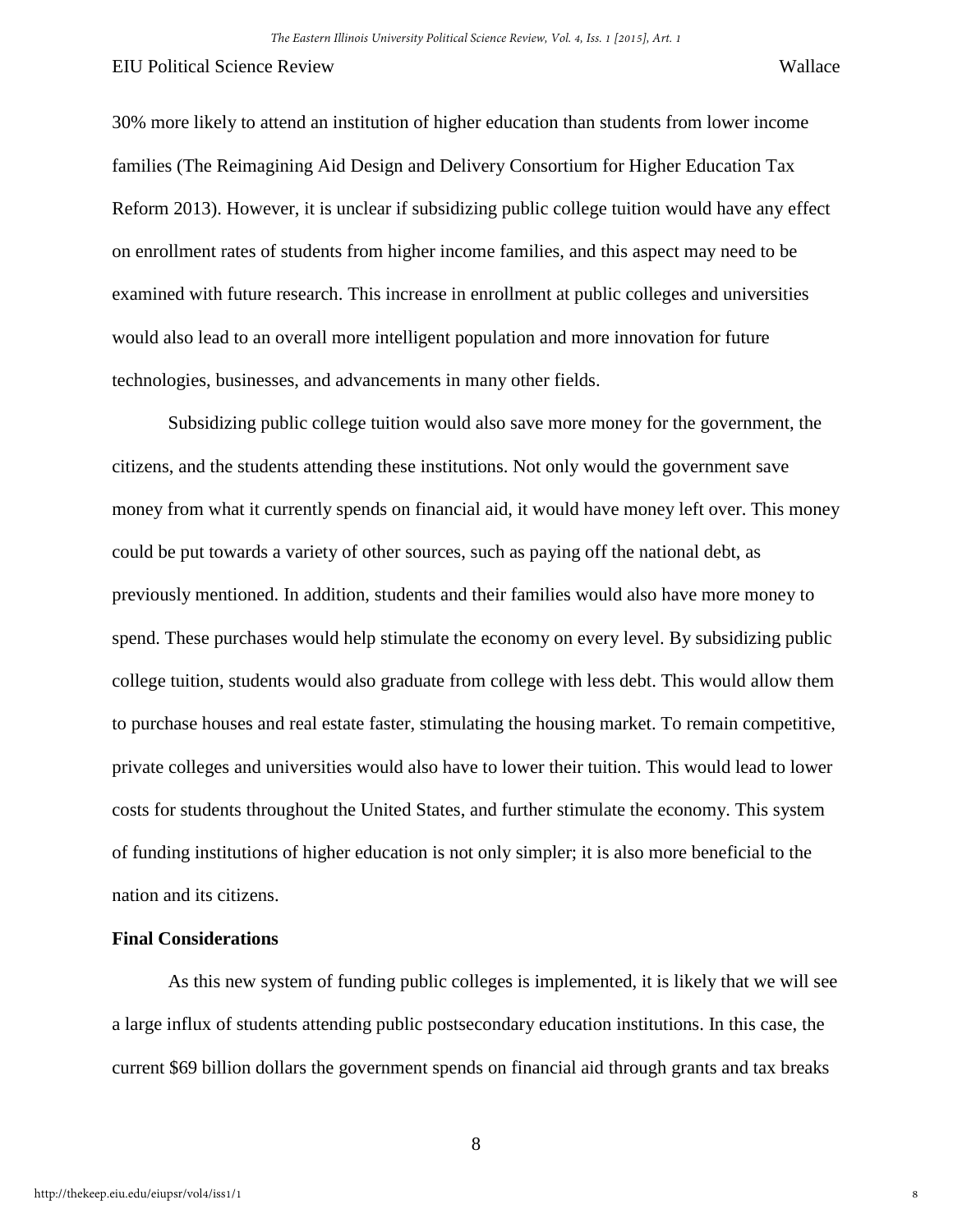30% more likely to attend an institution of higher education than students from lower income families (The Reimagining Aid Design and Delivery Consortium for Higher Education Tax Reform 2013). However, it is unclear if subsidizing public college tuition would have any effect on enrollment rates of students from higher income families, and this aspect may need to be examined with future research. This increase in enrollment at public colleges and universities would also lead to an overall more intelligent population and more innovation for future technologies, businesses, and advancements in many other fields.

Subsidizing public college tuition would also save more money for the government, the citizens, and the students attending these institutions. Not only would the government save money from what it currently spends on financial aid, it would have money left over. This money could be put towards a variety of other sources, such as paying off the national debt, as previously mentioned. In addition, students and their families would also have more money to spend. These purchases would help stimulate the economy on every level. By subsidizing public college tuition, students would also graduate from college with less debt. This would allow them to purchase houses and real estate faster, stimulating the housing market. To remain competitive, private colleges and universities would also have to lower their tuition. This would lead to lower costs for students throughout the United States, and further stimulate the economy. This system of funding institutions of higher education is not only simpler; it is also more beneficial to the nation and its citizens.

**Final Considerations**

As this new system of funding public colleges is implemented, it is likely that we will see a large influx of students attending public postsecondary education institutions. In this case, the current $69 billion dollars the government spends on financial aid through grants and tax breaks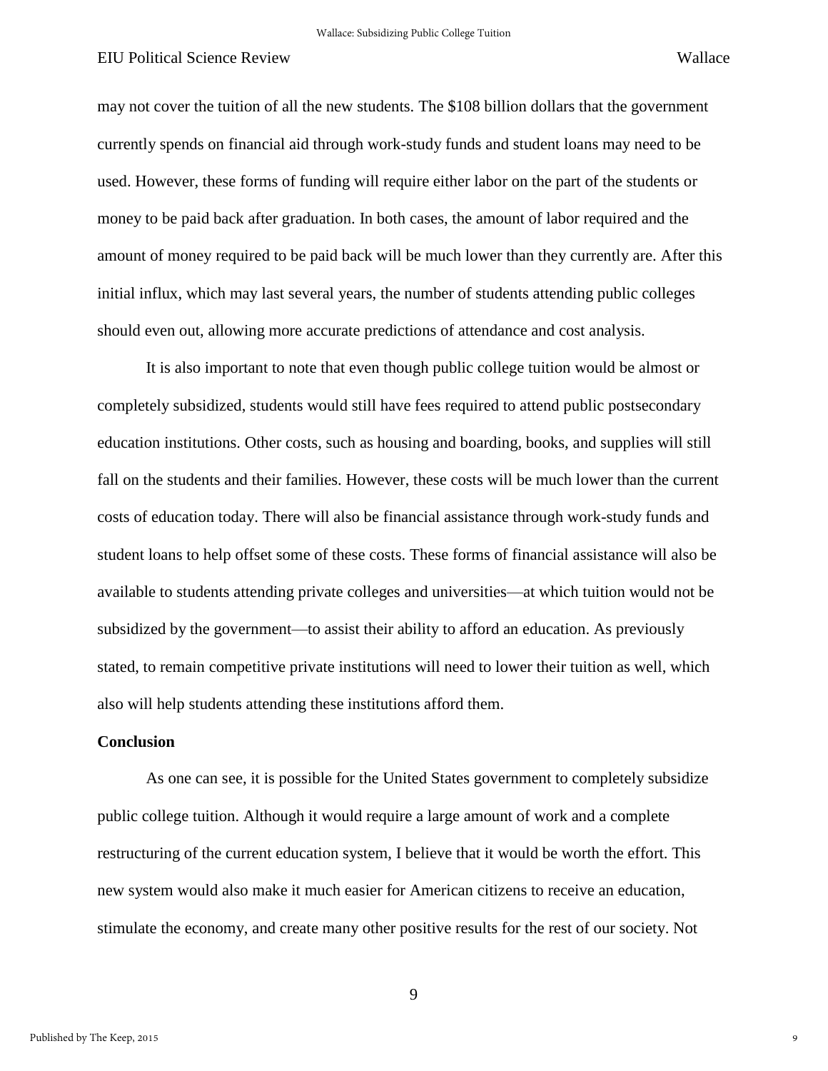may not cover the tuition of all the new students. The $108 billion dollars that the government currently spends on financial aid through work-study funds and student loans may need to be used. However, these forms of funding will require either labor on the part of the students or money to be paid back after graduation. In both cases, the amount of labor required and the amount of money required to be paid back will be much lower than they currently are. After this initial influx, which may last several years, the number of students attending public colleges should even out, allowing more accurate predictions of attendance and cost analysis.

It is also important to note that even though public college tuition would be almost or completely subsidized, students would still have fees required to attend public postsecondary education institutions. Other costs, such as housing and boarding, books, and supplies will still fall on the students and their families. However, these costs will be much lower than the current costs of education today. There will also be financial assistance through work-study funds and student loans to help offset some of these costs. These forms of financial assistance will also be available to students attending private colleges and universities—at which tuition would not be subsidized by the government—to assist their ability to afford an education. As previously stated, to remain competitive private institutions will need to lower their tuition as well, which also will help students attending these institutions afford them.

**Conclusion**

As one can see, it is possible for the United States government to completely subsidize public college tuition. Although it would require a large amount of work and a complete restructuring of the current education system, I believe that it would be worth the effort. This new system would also make it much easier for American citizens to receive an education, stimulate the economy, and create many other positive results for the rest of our society. Not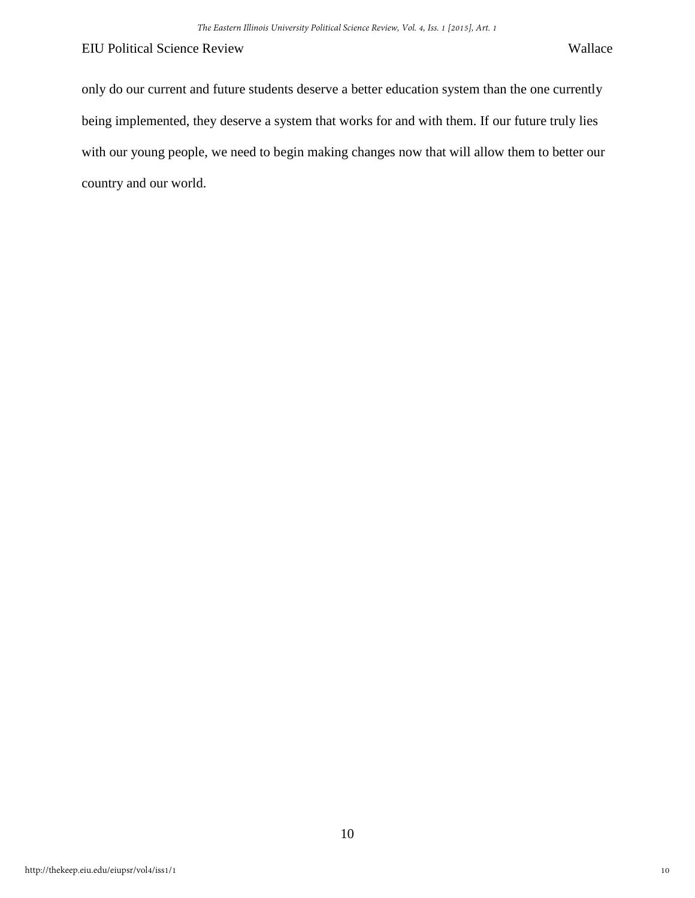only do our current and future students deserve a better education system than the one currently being implemented, they deserve a system that works for and with them. If our future truly lies with our young people, we need to begin making changes now that will allow them to better our country and our world.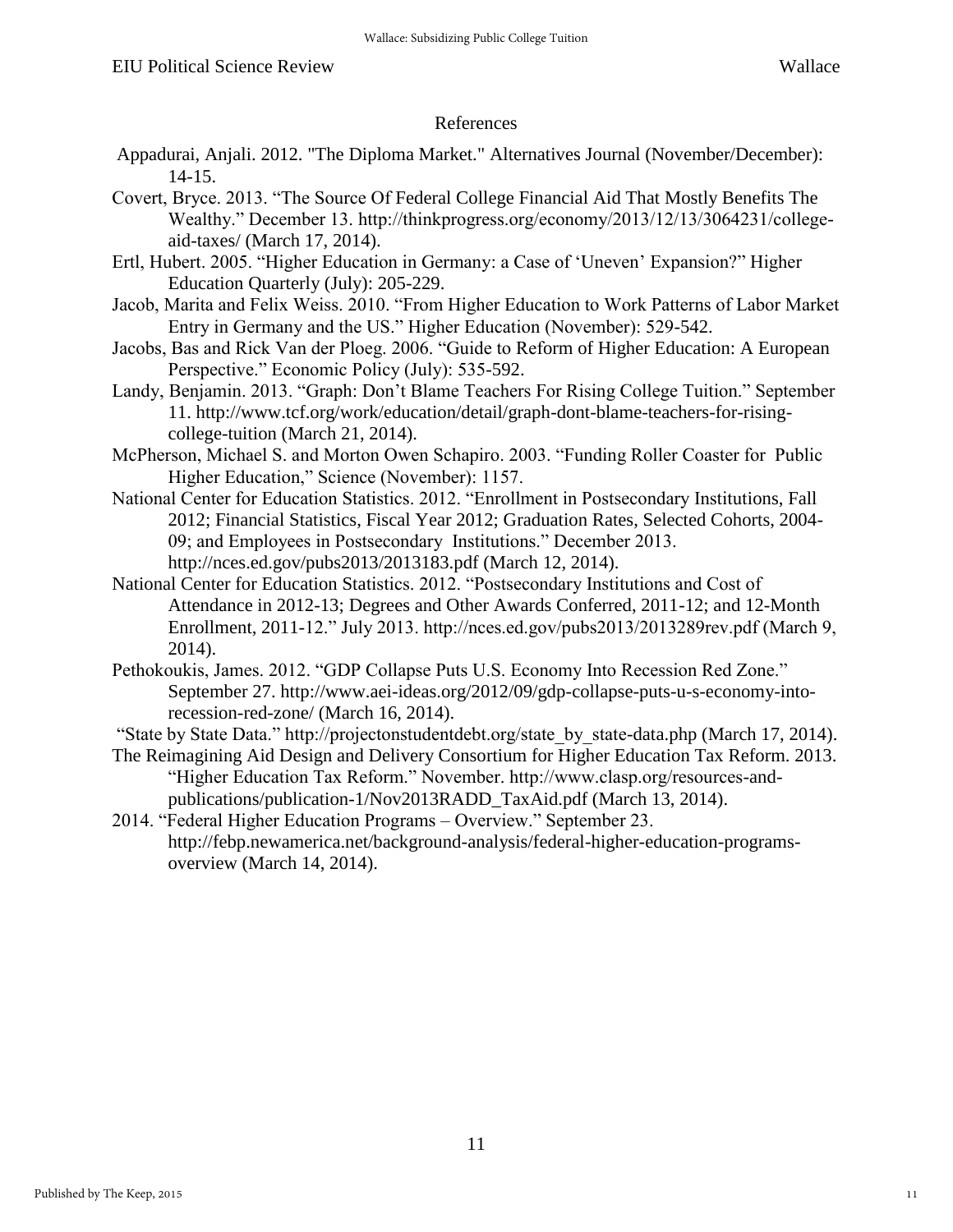# References

Appadurai, Anjali. 2012. "The Diploma Market." Alternatives Journal (November/December): 14-15.

Covert, Bryce. 2013. "The Source Of Federal College Financial Aid That Mostly Benefits The Wealthy." December 13. http://thinkprogress.org/economy/2013/12/13/3064231/college-aid-taxes/ (March 17, 2014).

Ertl, Hubert. 2005. "Higher Education in Germany: a Case of 'Uneven' Expansion?" Higher Education Quarterly (July): 205-229.

Jacob, Marita and Felix Weiss. 2010. "From Higher Education to Work Patterns of Labor Market Entry in Germany and the US." Higher Education (November): 529-542.

Jacobs, Bas and Rick Van der Ploeg. 2006. "Guide to Reform of Higher Education: A European Perspective." Economic Policy (July): 535-592.

Landy, Benjamin. 2013. "Graph: Don't Blame Teachers For Rising College Tuition." September 11. http://www.tcf.org/work/education/detail/graph-dont-blame-teachers-for-rising-college-tuition (March 21, 2014).

McPherson, Michael S. and Morton Owen Schapiro. 2003. "Funding Roller Coaster for Public Higher Education," Science (November): 1157.

National Center for Education Statistics. 2012. "Enrollment in Postsecondary Institutions, Fall 2012; Financial Statistics, Fiscal Year 2012; Graduation Rates, Selected Cohorts, 2004-09; and Employees in Postsecondary Institutions." December 2013. http://nces.ed.gov/pubs2013/2013183.pdf (March 12, 2014).

National Center for Education Statistics. 2012. "Postsecondary Institutions and Cost of Attendance in 2012-13; Degrees and Other Awards Conferred, 2011-12; and 12-Month Enrollment, 2011-12." July 2013. http://nces.ed.gov/pubs2013/2013289rev.pdf (March 9, 2014).

Pethokoukis, James. 2012. "GDP Collapse Puts U.S. Economy Into Recession Red Zone." September 27. http://www.aei-ideas.org/2012/09/gdp-collapse-puts-u-s-economy-into-recession-red-zone/ (March 16, 2014).

"State by State Data." http://projectonstudentdebt.org/state_by_state-data.php (March 17, 2014).

The Reimagining Aid Design and Delivery Consortium for Higher Education Tax Reform. 2013. "Higher Education Tax Reform." November. http://www.clasp.org/resources-and-publications/publication-1/Nov2013RADD_TaxAid.pdf (March 13, 2014).

2014. "Federal Higher Education Programs – Overview." September 23. http://febp.newamerica.net/background-analysis/federal-higher-education-programs-overview (March 14, 2014).